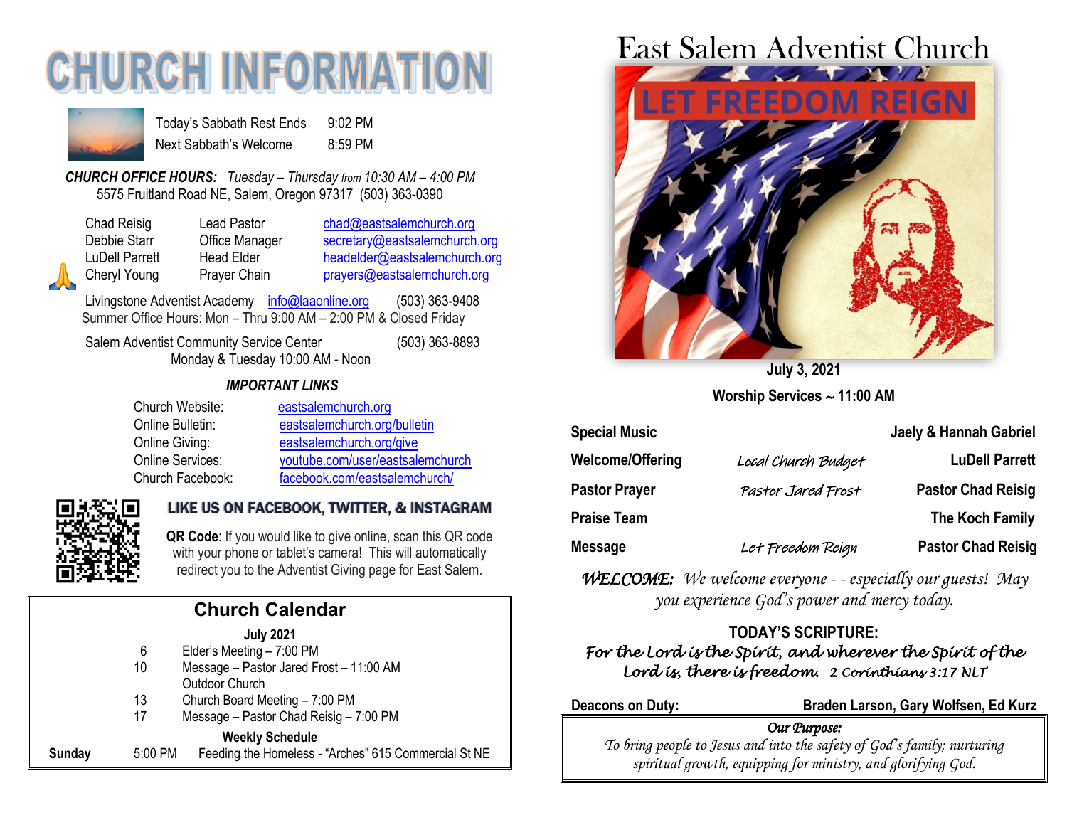# CHURCH INFORMATION

| | |
|---|---|
| Today's Sabbath Rest Ends | 9:02 PM |
| Next Sabbath's Welcome | 8:59 PM |

***CHURCH OFFICE HOURS:*** *Tuesday – Thursday from 10:30 AM – 4:00 PM*
5575 Fruitland Road NE, Salem, Oregon 97317 (503) 363-0390

| | | |
|---|---|---|
| Chad Reisig | Lead Pastor | chad@eastsalemchurch.org |
| Debbie Starr | Office Manager | secretary@eastsalemchurch.org |
| LuDell Parrett | Head Elder | headelder@eastsalemchurch.org |
| Cheryl Young | Prayer Chain | prayers@eastsalemchurch.org |

Livingstone Adventist Academy info@laaonline.org (503) 363-9408
Summer Office Hours: Mon – Thru 9:00 AM – 2:00 PM & Closed Friday

Salem Adventist Community Service Center (503) 363-8893
Monday & Tuesday 10:00 AM - Noon

### *IMPORTANT LINKS*

| | |
|---|---|
| Church Website: | eastsalemchurch.org |
| Online Bulletin: | eastsalemchurch.org/bulletin |
| Online Giving: | eastsalemchurch.org/give |
| Online Services: | youtube.com/user/eastsalemchurch |
| Church Facebook: | facebook.com/eastsalemchurch/ |

**LIKE US ON FACEBOOK, TWITTER, & INSTAGRAM**

**QR Code**: If you would like to give online, scan this QR code with your phone or tablet's camera! This will automatically redirect you to the Adventist Giving page for East Salem.

## Church Calendar

**July 2021**

| | |
|---|---|
| 6 | Elder's Meeting – 7:00 PM |
| 10 | Message – Pastor Jared Frost – 11:00 AM<br>Outdoor Church |
| 13 | Church Board Meeting – 7:00 PM |
| 17 | Message – Pastor Chad Reisig – 7:00 PM |

**Weekly Schedule**

**Sunday** 5:00 PM Feeding the Homeless - "Arches" 615 Commercial St NE

# East Salem Adventist Church

LET FREEDOM REIGN

**July 3, 2021**

**Worship Services ~ 11:00 AM**

| | | |
|---|---|---|
| **Special Music** | | **Jaely & Hannah Gabriel** |
| **Welcome/Offering** | *Local Church Budget* | **LuDell Parrett** |
| **Pastor Prayer** | *Pastor Jared Frost* | **Pastor Chad Reisig** |
| **Praise Team** | | **The Koch Family** |
| **Message** | *Let Freedom Reign* | **Pastor Chad Reisig** |

***WELCOME:*** *We welcome everyone - - especially our guests! May you experience God's power and mercy today.*

**TODAY'S SCRIPTURE:**
***For the Lord is the Spirit, and wherever the Spirit of the Lord is, there is freedom.*** *2 Corinthians 3:17 NLT*

**Deacons on Duty:** **Braden Larson, Gary Wolfsen, Ed Kurz**

*Our Purpose:*
*To bring people to Jesus and into the safety of God's family; nurturing spiritual growth, equipping for ministry, and glorifying God.*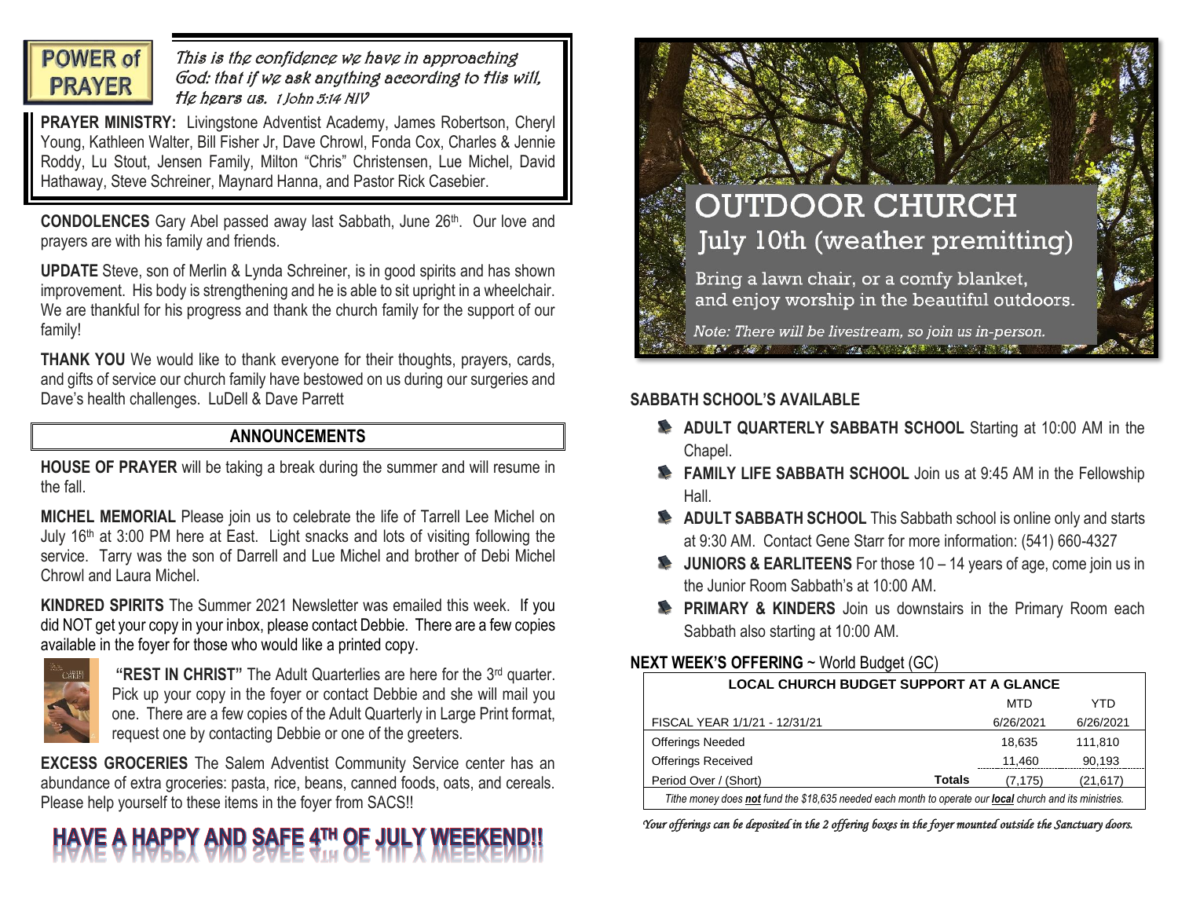**POWER of PRAYER**

*This is the confidence we have in approaching God: that if we ask anything according to His will, He hears us. 1 John 5:14 NIV*

**PRAYER MINISTRY:** Livingstone Adventist Academy, James Robertson, Cheryl Young, Kathleen Walter, Bill Fisher Jr, Dave Chrowl, Fonda Cox, Charles & Jennie Roddy, Lu Stout, Jensen Family, Milton "Chris" Christensen, Lue Michel, David Hathaway, Steve Schreiner, Maynard Hanna, and Pastor Rick Casebier.

**CONDOLENCES** Gary Abel passed away last Sabbath, June 26th. Our love and prayers are with his family and friends.

**UPDATE** Steve, son of Merlin & Lynda Schreiner, is in good spirits and has shown improvement. His body is strengthening and he is able to sit upright in a wheelchair. We are thankful for his progress and thank the church family for the support of our family!

**THANK YOU** We would like to thank everyone for their thoughts, prayers, cards, and gifts of service our church family have bestowed on us during our surgeries and Dave's health challenges. LuDell & Dave Parrett

## ANNOUNCEMENTS

**HOUSE OF PRAYER** will be taking a break during the summer and will resume in the fall.

**MICHEL MEMORIAL** Please join us to celebrate the life of Tarrell Lee Michel on July 16th at 3:00 PM here at East. Light snacks and lots of visiting following the service. Tarry was the son of Darrell and Lue Michel and brother of Debi Michel Chrowl and Laura Michel.

**KINDRED SPIRITS** The Summer 2021 Newsletter was emailed this week. If you did NOT get your copy in your inbox, please contact Debbie. There are a few copies available in the foyer for those who would like a printed copy.

**"REST IN CHRIST"** The Adult Quarterlies are here for the 3rd quarter. Pick up your copy in the foyer or contact Debbie and she will mail you one. There are a few copies of the Adult Quarterly in Large Print format, request one by contacting Debbie or one of the greeters.

**EXCESS GROCERIES** The Salem Adventist Community Service center has an abundance of extra groceries: pasta, rice, beans, canned foods, oats, and cereals. Please help yourself to these items in the foyer from SACS!!

**HAVE A HAPPY AND SAFE 4TH OF JULY WEEKEND!!**

# OUTDOOR CHURCH
## July 10th (weather premitting)

Bring a lawn chair, or a comfy blanket, and enjoy worship in the beautiful outdoors.

*Note: There will be livestream, so join us in-person.*

**SABBATH SCHOOL'S AVAILABLE**

- **ADULT QUARTERLY SABBATH SCHOOL** Starting at 10:00 AM in the Chapel.
- **FAMILY LIFE SABBATH SCHOOL** Join us at 9:45 AM in the Fellowship Hall.
- **ADULT SABBATH SCHOOL** This Sabbath school is online only and starts at 9:30 AM. Contact Gene Starr for more information: (541) 660-4327
- **JUNIORS & EARLITEENS** For those 10 – 14 years of age, come join us in the Junior Room Sabbath's at 10:00 AM.
- **PRIMARY & KINDERS** Join us downstairs in the Primary Room each Sabbath also starting at 10:00 AM.

**NEXT WEEK'S OFFERING** ~ World Budget (GC)

| LOCAL CHURCH BUDGET SUPPORT AT A GLANCE | | | |
|---|---|---|---|
| | | MTD | YTD |
| FISCAL YEAR 1/1/21 - 12/31/21 | | 6/26/2021 | 6/26/2021 |
| Offerings Needed | | 18,635 | 111,810 |
| Offerings Received | | 11,460 | 90,193 |
| Period Over / (Short) | **Totals** | (7,175) | (21,617) |

*Tithe money does **not** fund the $18,635 needed each month to operate our **local** church and its ministries.*

*Your offerings can be deposited in the 2 offering boxes in the foyer mounted outside the Sanctuary doors.*